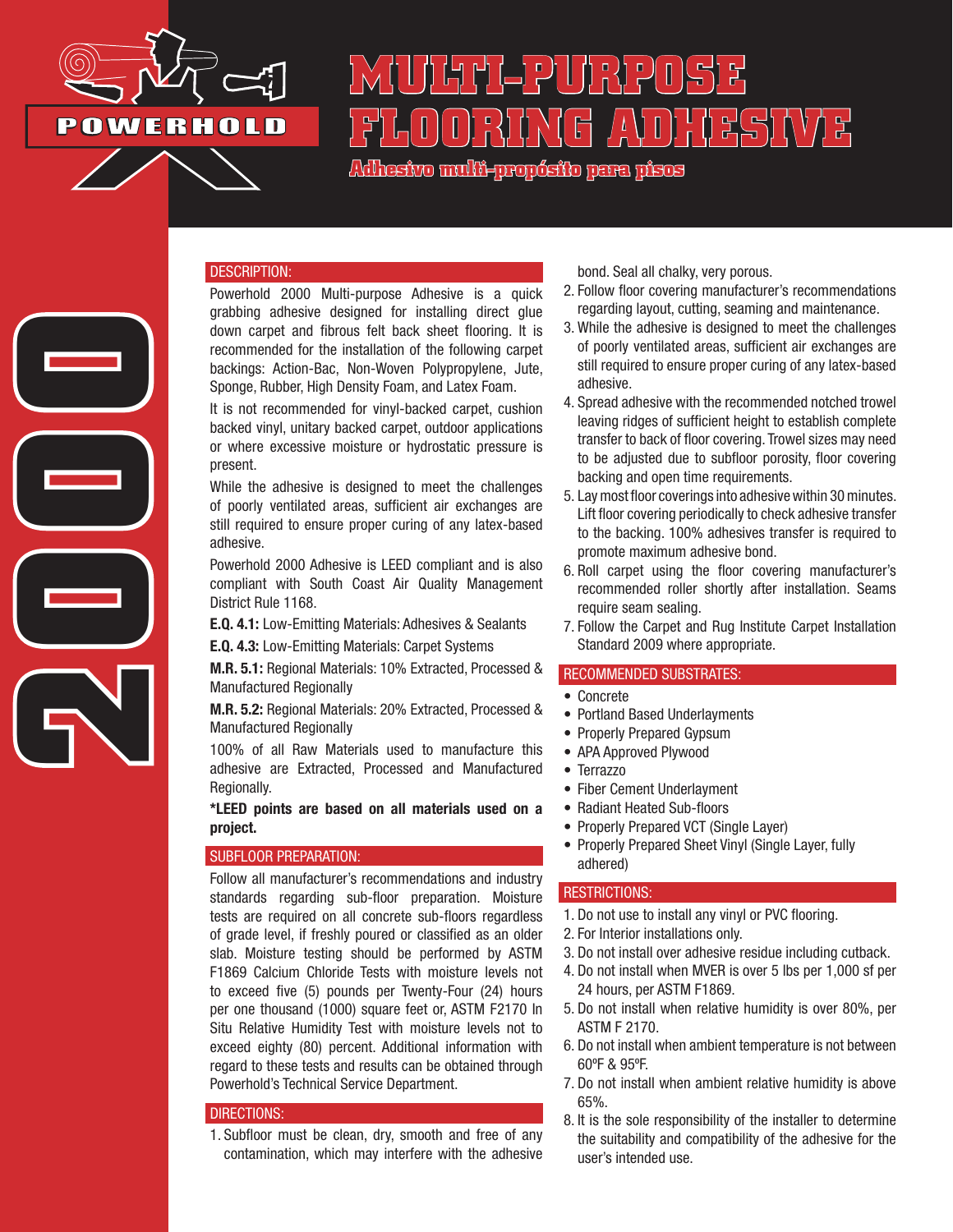POWERHOLD

# MULTI-PURPOSE FLOORING ADHESIVE

### Adhesivo multi-propósito para pisos

2000

## DESCRIPTION:

Powerhold 2000 Multi-purpose Adhesive is a quick grabbing adhesive designed for installing direct glue down carpet and fibrous felt back sheet flooring. It is recommended for the installation of the following carpet backings: Action-Bac, Non-Woven Polypropylene, Jute, Sponge, Rubber, High Density Foam, and Latex Foam.

It is not recommended for vinyl-backed carpet, cushion backed vinyl, unitary backed carpet, outdoor applications or where excessive moisture or hydrostatic pressure is present.

While the adhesive is designed to meet the challenges of poorly ventilated areas, sufficient air exchanges are still required to ensure proper curing of any latex-based adhesive.

Powerhold 2000 Adhesive is LEED compliant and is also compliant with South Coast Air Quality Management District Rule 1168.

**E.Q. 4.1:** Low-Emitting Materials: Adhesives & Sealants

**E.Q. 4.3:** Low-Emitting Materials: Carpet Systems

**M.R. 5.1:** Regional Materials: 10% Extracted, Processed & Manufactured Regionally

**M.R. 5.2:** Regional Materials: 20% Extracted, Processed & Manufactured Regionally

100% of all Raw Materials used to manufacture this adhesive are Extracted, Processed and Manufactured Regionally.

**\*LEED points are based on all materials used on a project.**

## SUBFLOOR PREPARATION:

Follow all manufacturer's recommendations and industry standards regarding sub-floor preparation. Moisture tests are required on all concrete sub-floors regardless of grade level, if freshly poured or classified as an older slab. Moisture testing should be performed by ASTM F1869 Calcium Chloride Tests with moisture levels not to exceed five (5) pounds per Twenty-Four (24) hours per one thousand (1000) square feet or, ASTM F2170 In Situ Relative Humidity Test with moisture levels not to exceed eighty (80) percent. Additional information with regard to these tests and results can be obtained through Powerhold's Technical Service Department.

## DIRECTIONS:

1. Subfloor must be clean, dry, smooth and free of any contamination, which may interfere with the adhesive bond. Seal all chalky, very porous.
2. Follow floor covering manufacturer's recommendations regarding layout, cutting, seaming and maintenance.
3. While the adhesive is designed to meet the challenges of poorly ventilated areas, sufficient air exchanges are still required to ensure proper curing of any latex-based adhesive.
4. Spread adhesive with the recommended notched trowel leaving ridges of sufficient height to establish complete transfer to back of floor covering. Trowel sizes may need to be adjusted due to subfloor porosity, floor covering backing and open time requirements.
5. Lay most floor coverings into adhesive within 30 minutes. Lift floor covering periodically to check adhesive transfer to the backing. 100% adhesives transfer is required to promote maximum adhesive bond.
6. Roll carpet using the floor covering manufacturer's recommended roller shortly after installation. Seams require seam sealing.
7. Follow the Carpet and Rug Institute Carpet Installation Standard 2009 where appropriate.

## RECOMMENDED SUBSTRATES:

- Concrete
- Portland Based Underlayments
- Properly Prepared Gypsum
- APA Approved Plywood
- Terrazzo
- Fiber Cement Underlayment
- Radiant Heated Sub-floors
- Properly Prepared VCT (Single Layer)
- Properly Prepared Sheet Vinyl (Single Layer, fully adhered)

## RESTRICTIONS:

1. Do not use to install any vinyl or PVC flooring.
2. For Interior installations only.
3. Do not install over adhesive residue including cutback.
4. Do not install when MVER is over 5 lbs per 1,000 sf per 24 hours, per ASTM F1869.
5. Do not install when relative humidity is over 80%, per ASTM F 2170.
6. Do not install when ambient temperature is not between 60ºF & 95ºF.
7. Do not install when ambient relative humidity is above 65%.
8. It is the sole responsibility of the installer to determine the suitability and compatibility of the adhesive for the user's intended use.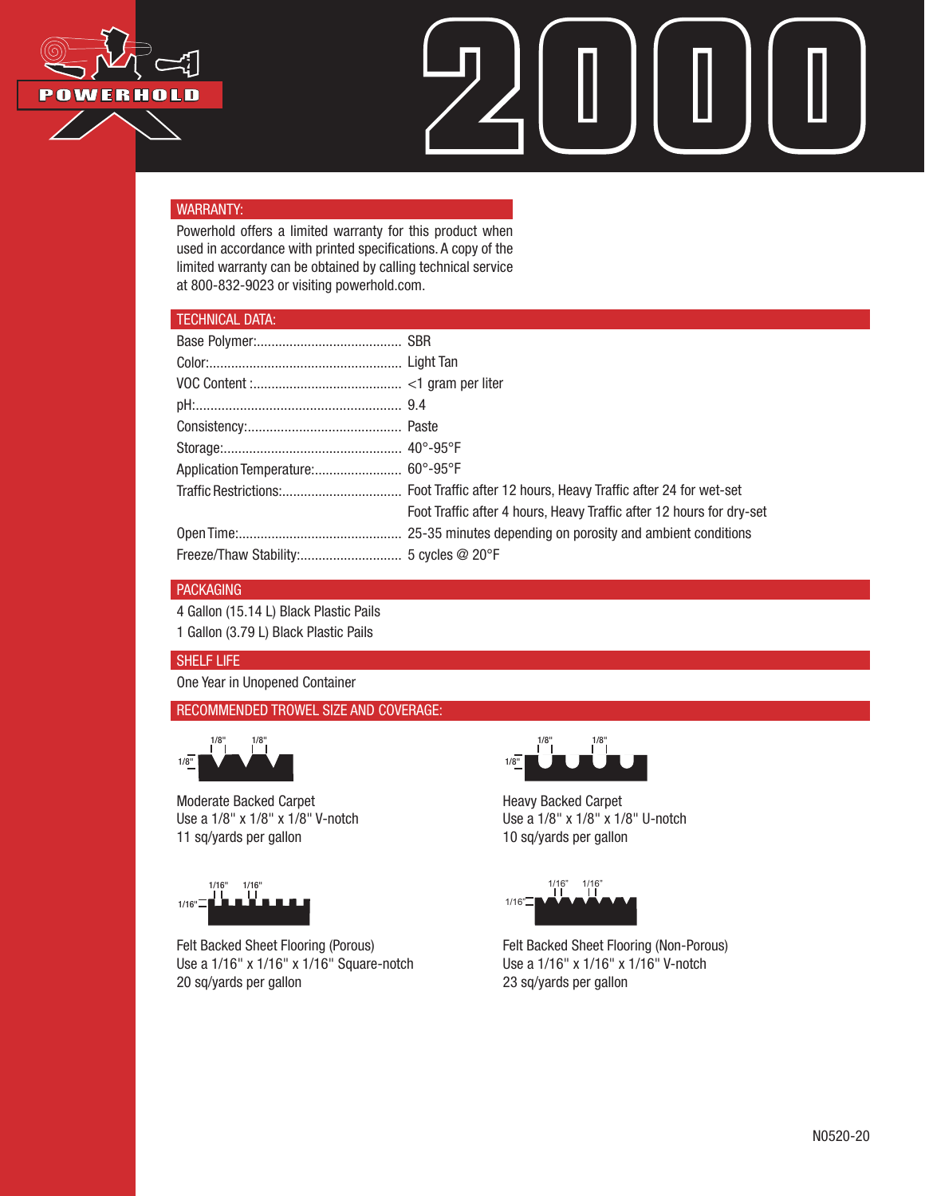# 2000

## WARRANTY:

Powerhold offers a limited warranty for this product when used in accordance with printed specifications. A copy of the limited warranty can be obtained by calling technical service at 800-832-9023 or visiting powerhold.com.

## TECHNICAL DATA:

| | |
|---|---|
| Base Polymer: | SBR |
| Color: | Light Tan |
| VOC Content : | <1 gram per liter |
| pH: | 9.4 |
| Consistency: | Paste |
| Storage: | 40°-95°F |
| Application Temperature: | 60°-95°F |
| Traffic Restrictions: | Foot Traffic after 12 hours, Heavy Traffic after 24 for wet-set |
| | Foot Traffic after 4 hours, Heavy Traffic after 12 hours for dry-set |
| Open Time: | 25-35 minutes depending on porosity and ambient conditions |
| Freeze/Thaw Stability: | 5 cycles @ 20°F |

## PACKAGING

4 Gallon (15.14 L) Black Plastic Pails
1 Gallon (3.79 L) Black Plastic Pails

## SHELF LIFE

One Year in Unopened Container

## RECOMMENDED TROWEL SIZE AND COVERAGE:

1/8" 1/8" 1/8"

Moderate Backed Carpet
Use a 1/8" x 1/8" x 1/8" V-notch
11 sq/yards per gallon

1/8" 1/8" 1/8"

Heavy Backed Carpet
Use a 1/8" x 1/8" x 1/8" U-notch
10 sq/yards per gallon

1/16" 1/16" 1/16"

Felt Backed Sheet Flooring (Porous)
Use a 1/16" x 1/16" x 1/16" Square-notch
20 sq/yards per gallon

1/16" 1/16" 1/16"

Felt Backed Sheet Flooring (Non-Porous)
Use a 1/16" x 1/16" x 1/16" V-notch
23 sq/yards per gallon

N0520-20